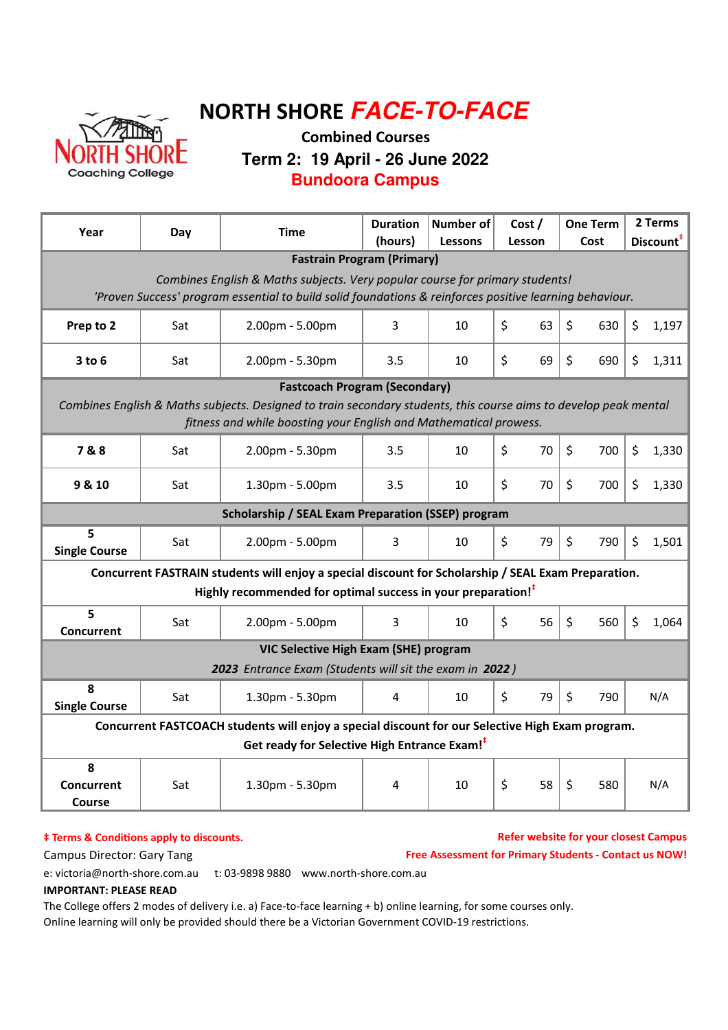# NORTH SHORE *FACE-TO-FACE*

North Shore Coaching College

## Combined Courses

## Term 2: 19 April - 26 June 2022

## Bundoora Campus

| Year | Day | Time | Duration (hours) | Number of Lessons | Cost / Lesson | One Term Cost | 2 Terms Discount‡ |
|---|---|---|---|---|---|---|---|
| **Fastrain Program (Primary)** *Combines English & Maths subjects. Very popular course for primary students! 'Proven Success' program essential to build solid foundations & reinforces positive learning behaviour.* | | | | | | | |
| **Prep to 2** | Sat | 2.00pm - 5.00pm | 3 | 10 | $ 63 | $ 630 | $ 1,197 |
| **3 to 6** | Sat | 2.00pm - 5.30pm | 3.5 | 10 | $ 69 | $ 690 | $ 1,311 |
| **Fastcoach Program (Secondary)** *Combines English & Maths subjects. Designed to train secondary students, this course aims to develop peak mental fitness and while boosting your English and Mathematical prowess.* | | | | | | | |
| **7 & 8** | Sat | 2.00pm - 5.30pm | 3.5 | 10 | $ 70 | $ 700 | $ 1,330 |
| **9 & 10** | Sat | 1.30pm - 5.00pm | 3.5 | 10 | $ 70 | $ 700 | $ 1,330 |
| **Scholarship / SEAL Exam Preparation (SSEP) program** | | | | | | | |
| **5 Single Course** | Sat | 2.00pm - 5.00pm | 3 | 10 | $ 79 | $ 790 | $ 1,501 |
| **Concurrent FASTRAIN students will enjoy a special discount for Scholarship / SEAL Exam Preparation. Highly recommended for optimal success in your preparation!‡** | | | | | | | |
| **5 Concurrent** | Sat | 2.00pm - 5.00pm | 3 | 10 | $ 56 | $ 560 | $ 1,064 |
| **VIC Selective High Exam (SHE) program** ***2023*** *Entrance Exam (Students will sit the exam in* ***2022****)* | | | | | | | |
| **8 Single Course** | Sat | 1.30pm - 5.30pm | 4 | 10 | $ 79 | $ 790 | N/A |
| **Concurrent FASTCOACH students will enjoy a special discount for our Selective High Exam program. Get ready for Selective High Entrance Exam!‡** | | | | | | | |
| **8 Concurrent Course** | Sat | 1.30pm - 5.30pm | 4 | 10 | $ 58 | $ 580 | N/A |

**‡ Terms & Conditions apply to discounts.**

**Refer website for your closest Campus**

**Free Assessment for Primary Students - Contact us NOW!**

Campus Director: Gary Tang

e: victoria@north-shore.com.au  t: 03-9898 9880  www.north-shore.com.au

**IMPORTANT: PLEASE READ**

The College offers 2 modes of delivery i.e. a) Face-to-face learning + b) online learning, for some courses only.
Online learning will only be provided should there be a Victorian Government COVID-19 restrictions.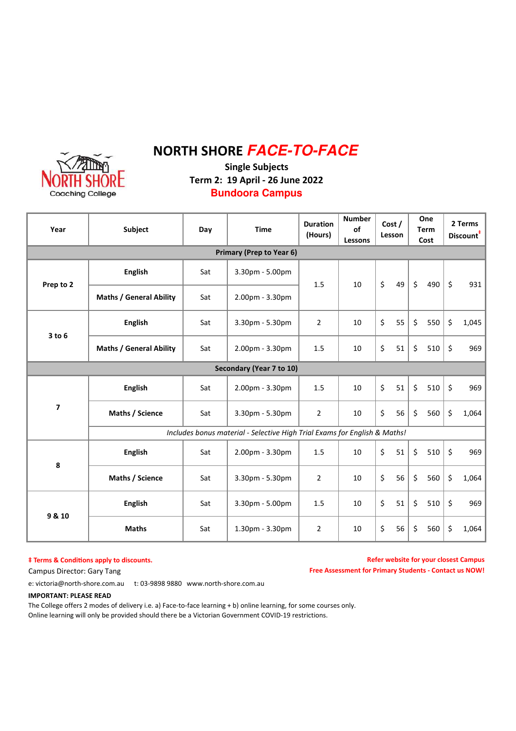# NORTH SHORE *FACE-TO-FACE*

**Single Subjects**

**Term 2: 19 April - 26 June 2022**

**Bundoora Campus**

| Year | Subject | Day | Time | Duration (Hours) | Number of Lessons | Cost / Lesson | One Term Cost | 2 Terms Discount‡ |
|---|---|---|---|---|---|---|---|---|
| **Primary (Prep to Year 6)** | | | | | | | | |
| Prep to 2 | English | Sat | 3.30pm - 5.00pm | 1.5 | 10 | $ 49 | $ 490 | $ 931 |
| | Maths / General Ability | Sat | 2.00pm - 3.30pm | | | | | |
| 3 to 6 | English | Sat | 3.30pm - 5.30pm | 2 | 10 | $ 55 | $ 550 | $ 1,045 |
| | Maths / General Ability | Sat | 2.00pm - 3.30pm | 1.5 | 10 | $ 51 | $ 510 | $ 969 |
| **Secondary (Year 7 to 10)** | | | | | | | | |
| 7 | English | Sat | 2.00pm - 3.30pm | 1.5 | 10 | $ 51 | $ 510 | $ 969 |
| | Maths / Science | Sat | 3.30pm - 5.30pm | 2 | 10 | $ 56 | $ 560 | $ 1,064 |
| | *Includes bonus material - Selective High Trial Exams for English & Maths!* | | | | | | | |
| 8 | English | Sat | 2.00pm - 3.30pm | 1.5 | 10 | $ 51 | $ 510 | $ 969 |
| | Maths / Science | Sat | 3.30pm - 5.30pm | 2 | 10 | $ 56 | $ 560 | $ 1,064 |
| 9 & 10 | English | Sat | 3.30pm - 5.00pm | 1.5 | 10 | $ 51 | $ 510 | $ 969 |
| | Maths | Sat | 1.30pm - 3.30pm | 2 | 10 | $ 56 | $ 560 | $ 1,064 |

**‡ Terms & Conditions apply to discounts.**

**Refer website for your closest Campus**

**Free Assessment for Primary Students - Contact us NOW!**

Campus Director: Gary Tang

e: victoria@north-shore.com.au t: 03-9898 9880 www.north-shore.com.au

**IMPORTANT: PLEASE READ**

The College offers 2 modes of delivery i.e. a) Face-to-face learning + b) online learning, for some courses only.
Online learning will only be provided should there be a Victorian Government COVID-19 restrictions.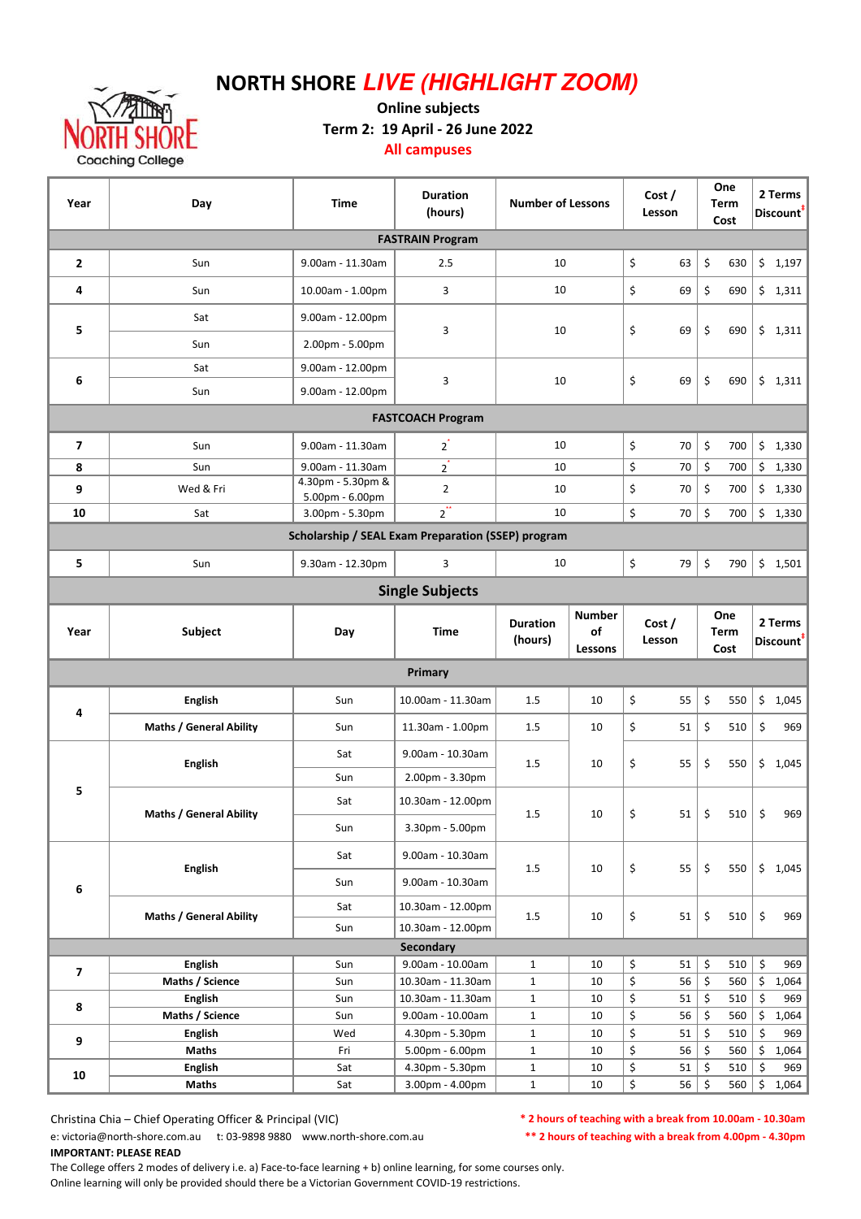# NORTH SHORE *LIVE (HIGHLIGHT ZOOM)*

**Online subjects**

**Term 2: 19 April - 26 June 2022**

**All campuses**

| Year | Day | Time | Duration (hours) | Number of Lessons | Cost / Lesson | One Term Cost | 2 Terms Discount‡ |
|---|---|---|---|---|---|---|---|
| **FASTRAIN Program** | | | | | | | |
| 2 | Sun | 9.00am - 11.30am | 2.5 | 10 | $ 63 | $ 630 | $ 1,197 |
| 4 | Sun | 10.00am - 1.00pm | 3 | 10 | $ 69 | $ 690 | $ 1,311 |
| 5 | Sat | 9.00am - 12.00pm | 3 | 10 | $ 69 | $ 690 | $ 1,311 |
| | Sun | 2.00pm - 5.00pm | | | | | |
| 6 | Sat | 9.00am - 12.00pm | 3 | 10 | $ 69 | $ 690 | $ 1,311 |
| | Sun | 9.00am - 12.00pm | | | | | |
| **FASTCOACH Program** | | | | | | | |
| 7 | Sun | 9.00am - 11.30am | 2* | 10 | $ 70 | $ 700 | $ 1,330 |
| 8 | Sun | 9.00am - 11.30am | 2* | 10 | $ 70 | $ 700 | $ 1,330 |
| 9 | Wed & Fri | 4.30pm - 5.30pm & 5.00pm - 6.00pm | 2 | 10 | $ 70 | $ 700 | $ 1,330 |
| 10 | Sat | 3.00pm - 5.30pm | 2** | 10 | $ 70 | $ 700 | $ 1,330 |
| **Scholarship / SEAL Exam Preparation (SSEP) program** | | | | | | | |
| 5 | Sun | 9.30am - 12.30pm | 3 | 10 | $ 79 | $ 790 | $ 1,501 |

## Single Subjects

| Year | Subject | Day | Time | Duration (hours) | Number of Lessons | Cost / Lesson | One Term Cost | 2 Terms Discount‡ |
|---|---|---|---|---|---|---|---|---|
| **Primary** | | | | | | | | |
| 4 | English | Sun | 10.00am - 11.30am | 1.5 | 10 | $ 55 | $ 550 | $ 1,045 |
| | Maths / General Ability | Sun | 11.30am - 1.00pm | 1.5 | 10 | $ 51 | $ 510 | $ 969 |
| 5 | English | Sat | 9.00am - 10.30am | 1.5 | 10 | $ 55 | $ 550 | $ 1,045 |
| | | Sun | 2.00pm - 3.30pm | | | | | |
| | Maths / General Ability | Sat | 10.30am - 12.00pm | 1.5 | 10 | $ 51 | $ 510 | $ 969 |
| | | Sun | 3.30pm - 5.00pm | | | | | |
| 6 | English | Sat | 9.00am - 10.30am | 1.5 | 10 | $ 55 | $ 550 | $ 1,045 |
| | | Sun | 9.00am - 10.30am | | | | | |
| | Maths / General Ability | Sat | 10.30am - 12.00pm | 1.5 | 10 | $ 51 | $ 510 | $ 969 |
| | | Sun | 10.30am - 12.00pm | | | | | |
| **Secondary** | | | | | | | | |
| 7 | English | Sun | 9.00am - 10.00am | 1 | 10 | $ 51 | $ 510 | $ 969 |
| | Maths / Science | Sun | 10.30am - 11.30am | 1 | 10 | $ 56 | $ 560 | $ 1,064 |
| 8 | English | Sun | 10.30am - 11.30am | 1 | 10 | $ 51 | $ 510 | $ 969 |
| | Maths / Science | Sun | 9.00am - 10.00am | 1 | 10 | $ 56 | $ 560 | $ 1,064 |
| 9 | English | Wed | 4.30pm - 5.30pm | 1 | 10 | $ 51 | $ 510 | $ 969 |
| | Maths | Fri | 5.00pm - 6.00pm | 1 | 10 | $ 56 | $ 560 | $ 1,064 |
| 10 | English | Sat | 4.30pm - 5.30pm | 1 | 10 | $ 51 | $ 510 | $ 969 |
| | Maths | Sat | 3.00pm - 4.00pm | 1 | 10 | $ 56 | $ 560 | $ 1,064 |

Christina Chia – Chief Operating Officer & Principal (VIC)

e: victoria@north-shore.com.au t: 03-9898 9880 www.north-shore.com.au

**\* 2 hours of teaching with a break from 10.00am - 10.30am**

**\*\* 2 hours of teaching with a break from 4.00pm - 4.30pm**

**IMPORTANT: PLEASE READ**

The College offers 2 modes of delivery i.e. a) Face-to-face learning + b) online learning, for some courses only.
Online learning will only be provided should there be a Victorian Government COVID-19 restrictions.